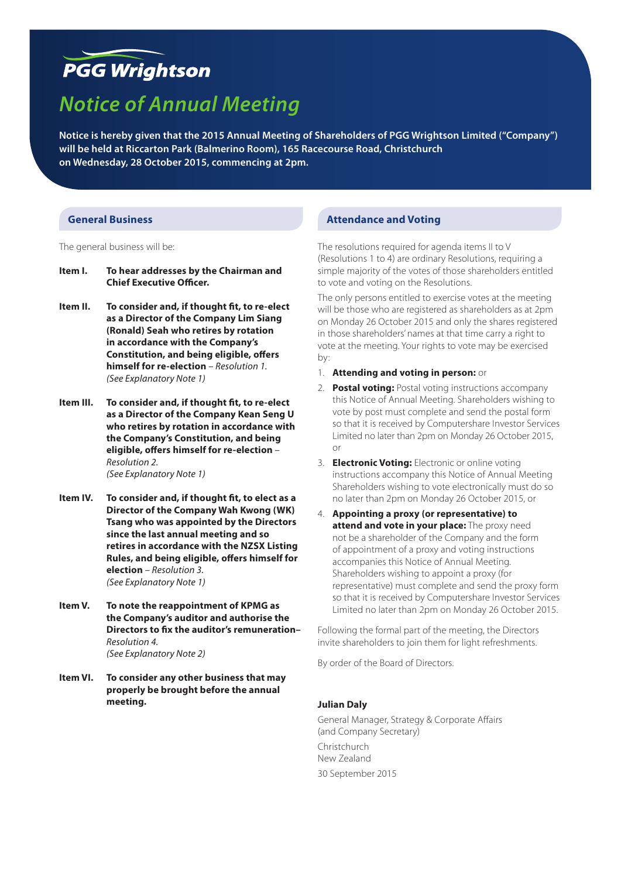PGG Wrightson

# Notice of Annual Meeting

**Notice is hereby given that the 2015 Annual Meeting of Shareholders of PGG Wrightson Limited ("Company") will be held at Riccarton Park (Balmerino Room), 165 Racecourse Road, Christchurch on Wednesday, 28 October 2015, commencing at 2pm.**

## General Business

The general business will be:

**Item I.** **To hear addresses by the Chairman and Chief Executive Officer.**

**Item II.** **To consider and, if thought fit, to re-elect as a Director of the Company Lim Siang (Ronald) Seah who retires by rotation in accordance with the Company's Constitution, and being eligible, offers himself for re-election** – *Resolution 1.*
*(See Explanatory Note 1)*

**Item III.** **To consider and, if thought fit, to re-elect as a Director of the Company Kean Seng U who retires by rotation in accordance with the Company's Constitution, and being eligible, offers himself for re-election** – *Resolution 2.*
*(See Explanatory Note 1)*

**Item IV.** **To consider and, if thought fit, to elect as a Director of the Company Wah Kwong (WK) Tsang who was appointed by the Directors since the last annual meeting and so retires in accordance with the NZSX Listing Rules, and being eligible, offers himself for election** – *Resolution 3.*
*(See Explanatory Note 1)*

**Item V.** **To note the reappointment of KPMG as the Company's auditor and authorise the Directors to fix the auditor's remuneration**– *Resolution 4.*
*(See Explanatory Note 2)*

**Item VI.** **To consider any other business that may properly be brought before the annual meeting.**

## Attendance and Voting

The resolutions required for agenda items II to V (Resolutions 1 to 4) are ordinary Resolutions, requiring a simple majority of the votes of those shareholders entitled to vote and voting on the Resolutions.

The only persons entitled to exercise votes at the meeting will be those who are registered as shareholders as at 2pm on Monday 26 October 2015 and only the shares registered in those shareholders' names at that time carry a right to vote at the meeting. Your rights to vote may be exercised by:

1. **Attending and voting in person:** or
2. **Postal voting:** Postal voting instructions accompany this Notice of Annual Meeting. Shareholders wishing to vote by post must complete and send the postal form so that it is received by Computershare Investor Services Limited no later than 2pm on Monday 26 October 2015, or
3. **Electronic Voting:** Electronic or online voting instructions accompany this Notice of Annual Meeting Shareholders wishing to vote electronically must do so no later than 2pm on Monday 26 October 2015, or
4. **Appointing a proxy (or representative) to attend and vote in your place:** The proxy need not be a shareholder of the Company and the form of appointment of a proxy and voting instructions accompanies this Notice of Annual Meeting. Shareholders wishing to appoint a proxy (for representative) must complete and send the proxy form so that it is received by Computershare Investor Services Limited no later than 2pm on Monday 26 October 2015.

Following the formal part of the meeting, the Directors invite shareholders to join them for light refreshments.

By order of the Board of Directors.

**Julian Daly**

General Manager, Strategy & Corporate Affairs
(and Company Secretary)

Christchurch
New Zealand

30 September 2015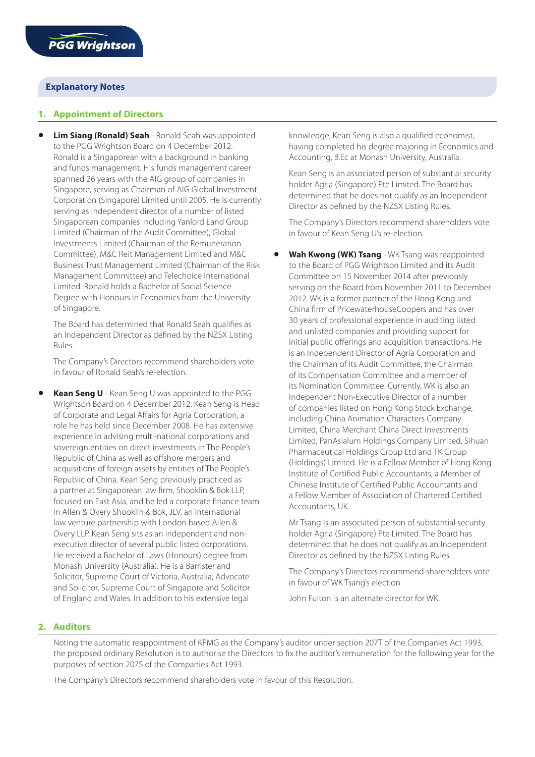## Explanatory Notes

### 1. Appointment of Directors

- **Lim Siang (Ronald) Seah** - Ronald Seah was appointed to the PGG Wrightson Board on 4 December 2012. Ronald is a Singaporean with a background in banking and funds management. His funds management career spanned 26 years with the AIG group of companies in Singapore, serving as Chairman of AIG Global Investment Corporation (Singapore) Limited until 2005. He is currently serving as independent director of a number of listed Singaporean companies including Yanlord Land Group Limited (Chairman of the Audit Committee), Global Investments Limited (Chairman of the Remuneration Committee), M&C Reit Management Limited and M&C Business Trust Management Limited (Chairman of the Risk Management Committee) and Telechoice International Limited. Ronald holds a Bachelor of Social Science Degree with Honours in Economics from the University of Singapore.

  The Board has determined that Ronald Seah qualifies as an Independent Director as defined by the NZSX Listing Rules.

  The Company's Directors recommend shareholders vote in favour of Ronald Seah's re-election.

- **Kean Seng U** - Kean Seng U was appointed to the PGG Wrightson Board on 4 December 2012. Kean Seng is Head of Corporate and Legal Affairs for Agria Corporation, a role he has held since December 2008. He has extensive experience in advising multi-national corporations and sovereign entities on direct investments in The People's Republic of China as well as offshore mergers and acquisitions of foreign assets by entities of The People's Republic of China. Kean Seng previously practiced as a partner at Singaporean law firm, Shooklin & Bok LLP, focused on East Asia, and he led a corporate finance team in Allen & Overy Shooklin & Bok, JLV, an international law venture partnership with London based Allen & Overy LLP. Kean Seng sits as an independent and non-executive director of several public listed corporations. He received a Bachelor of Laws (Honours) degree from Monash University (Australia). He is a Barrister and Solicitor, Supreme Court of Victoria, Australia; Advocate and Solicitor, Supreme Court of Singapore and Solicitor of England and Wales. In addition to his extensive legal knowledge, Kean Seng is also a qualified economist, having completed his degree majoring in Economics and Accounting, B.Ec at Monash University, Australia.

  Kean Seng is an associated person of substantial security holder Agria (Singapore) Pte Limited. The Board has determined that he does not qualify as an Independent Director as defined by the NZSX Listing Rules.

  The Company's Directors recommend shareholders vote in favour of Kean Seng U's re-election.

- **Wah Kwong (WK) Tsang** - WK Tsang was reappointed to the Board of PGG Wrightson Limited and its Audit Committee on 15 November 2014 after previously serving on the Board from November 2011 to December 2012. WK is a former partner of the Hong Kong and China firm of PricewaterhouseCoopers and has over 30 years of professional experience in auditing listed and unlisted companies and providing support for initial public offerings and acquisition transactions. He is an Independent Director of Agria Corporation and the Chairman of its Audit Committee, the Chairman of its Compensation Committee and a member of its Nomination Committee. Currently, WK is also an Independent Non-Executive Director of a number of companies listed on Hong Kong Stock Exchange, including China Animation Characters Company Limited, China Merchant China Direct Investments Limited, PanAsialum Holdings Company Limited, Sihuan Pharmaceutical Holdings Group Ltd and TK Group (Holdings) Limited. He is a Fellow Member of Hong Kong Institute of Certified Public Accountants, a Member of Chinese Institute of Certified Public Accountants and a Fellow Member of Association of Chartered Certified Accountants, UK.

  Mr Tsang is an associated person of substantial security holder Agria (Singapore) Pte Limited. The Board has determined that he does not qualify as an Independent Director as defined by the NZSX Listing Rules.

  The Company's Directors recommend shareholders vote in favour of WK Tsang's election

  John Fulton is an alternate director for WK.

### 2. Auditors

Noting the automatic reappointment of KPMG as the Company's auditor under section 207T of the Companies Act 1993, the proposed ordinary Resolution is to authorise the Directors to fix the auditor's remuneration for the following year for the purposes of section 207S of the Companies Act 1993.

The Company's Directors recommend shareholders vote in favour of this Resolution.